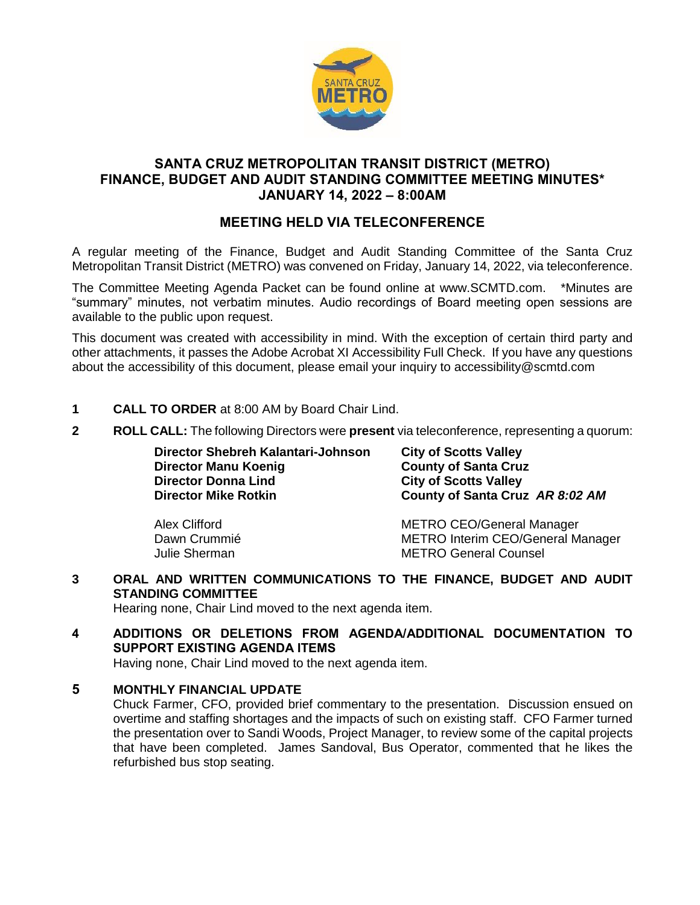# SANTA CRUZ METROPOLITAN TRANSIT DISTRICT (METRO)
# FINANCE, BUDGET AND AUDIT STANDING COMMITTEE MEETING MINUTES*
# JANUARY 14, 2022 – 8:00AM

## MEETING HELD VIA TELECONFERENCE

A regular meeting of the Finance, Budget and Audit Standing Committee of the Santa Cruz Metropolitan Transit District (METRO) was convened on Friday, January 14, 2022, via teleconference.

The Committee Meeting Agenda Packet can be found online at www.SCMTD.com. *Minutes are "summary" minutes, not verbatim minutes. Audio recordings of Board meeting open sessions are available to the public upon request.

This document was created with accessibility in mind. With the exception of certain third party and other attachments, it passes the Adobe Acrobat XI Accessibility Full Check. If you have any questions about the accessibility of this document, please email your inquiry to accessibility@scmtd.com

**1 CALL TO ORDER** at 8:00 AM by Board Chair Lind.

**2 ROLL CALL:** The following Directors were **present** via teleconference, representing a quorum:

| | |
|---|---|
| **Director Shebreh Kalantari-Johnson** | **City of Scotts Valley** |
| **Director Manu Koenig** | **County of Santa Cruz** |
| **Director Donna Lind** | **City of Scotts Valley** |
| **Director Mike Rotkin** | **County of Santa Cruz** ***AR 8:02 AM*** |
| Alex Clifford | METRO CEO/General Manager |
| Dawn Crummié | METRO Interim CEO/General Manager |
| Julie Sherman | METRO General Counsel |

**3 ORAL AND WRITTEN COMMUNICATIONS TO THE FINANCE, BUDGET AND AUDIT STANDING COMMITTEE**

Hearing none, Chair Lind moved to the next agenda item.

**4 ADDITIONS OR DELETIONS FROM AGENDA/ADDITIONAL DOCUMENTATION TO SUPPORT EXISTING AGENDA ITEMS**

Having none, Chair Lind moved to the next agenda item.

**5 MONTHLY FINANCIAL UPDATE**

Chuck Farmer, CFO, provided brief commentary to the presentation. Discussion ensued on overtime and staffing shortages and the impacts of such on existing staff. CFO Farmer turned the presentation over to Sandi Woods, Project Manager, to review some of the capital projects that have been completed. James Sandoval, Bus Operator, commented that he likes the refurbished bus stop seating.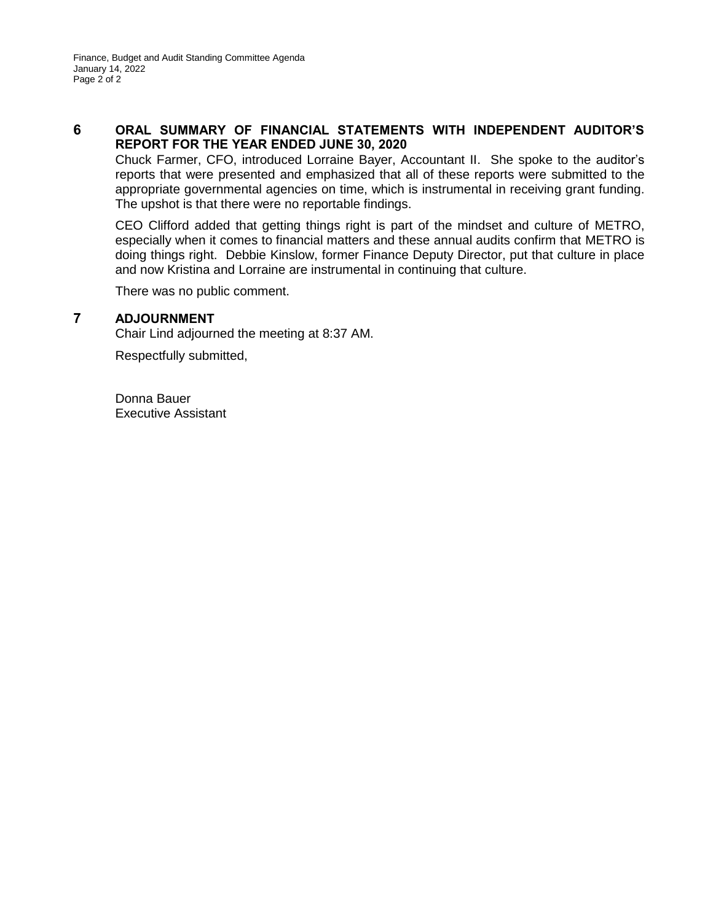## 6 ORAL SUMMARY OF FINANCIAL STATEMENTS WITH INDEPENDENT AUDITOR'S REPORT FOR THE YEAR ENDED JUNE 30, 2020

Chuck Farmer, CFO, introduced Lorraine Bayer, Accountant II. She spoke to the auditor's reports that were presented and emphasized that all of these reports were submitted to the appropriate governmental agencies on time, which is instrumental in receiving grant funding. The upshot is that there were no reportable findings.

CEO Clifford added that getting things right is part of the mindset and culture of METRO, especially when it comes to financial matters and these annual audits confirm that METRO is doing things right. Debbie Kinslow, former Finance Deputy Director, put that culture in place and now Kristina and Lorraine are instrumental in continuing that culture.

There was no public comment.

## 7 ADJOURNMENT

Chair Lind adjourned the meeting at 8:37 AM.

Respectfully submitted,

Donna Bauer
Executive Assistant